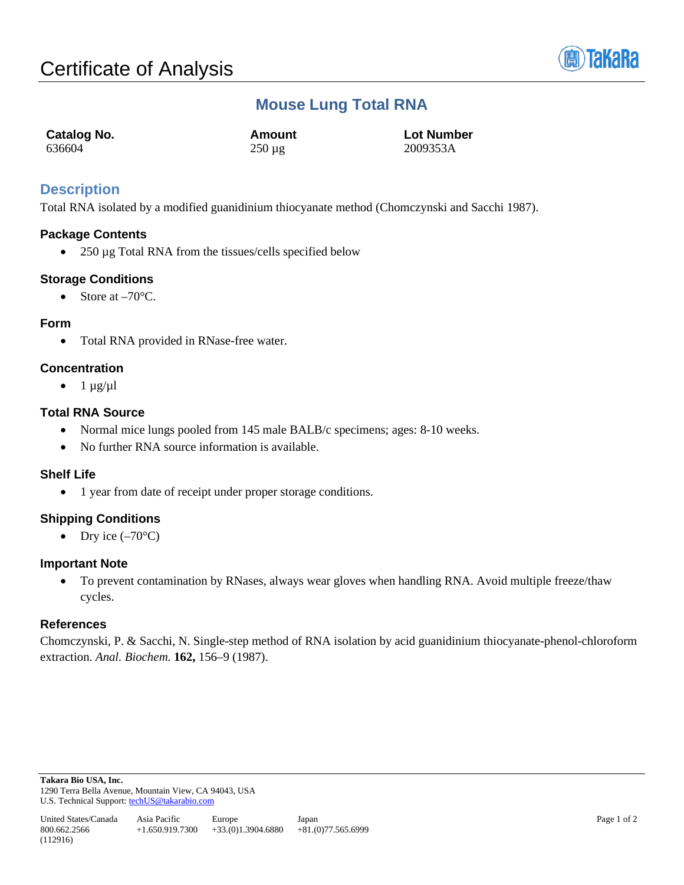# Certificate of Analysis

## Mouse Lung Total RNA

| Catalog No. | Amount | Lot Number |
|---|---|---|
| 636604 | 250 µg | 2009353A |

## Description

Total RNA isolated by a modified guanidinium thiocyanate method (Chomczynski and Sacchi 1987).

### Package Contents

- 250 µg Total RNA from the tissues/cells specified below

### Storage Conditions

- Store at –70°C.

### Form

- Total RNA provided in RNase-free water.

### Concentration

- 1 µg/µl

### Total RNA Source

- Normal mice lungs pooled from 145 male BALB/c specimens; ages: 8-10 weeks.
- No further RNA source information is available.

### Shelf Life

- 1 year from date of receipt under proper storage conditions.

### Shipping Conditions

- Dry ice (–70°C)

### Important Note

- To prevent contamination by RNases, always wear gloves when handling RNA. Avoid multiple freeze/thaw cycles.

### References

Chomczynski, P. & Sacchi, N. Single-step method of RNA isolation by acid guanidinium thiocyanate-phenol-chloroform extraction. *Anal. Biochem.* **162,** 156–9 (1987).

**Takara Bio USA, Inc.**
1290 Terra Bella Avenue, Mountain View, CA 94043, USA
U.S. Technical Support: techUS@takarabio.com

| United States/Canada | Asia Pacific | Europe | Japan |
|---|---|---|---|
| 800.662.2566 | +1.650.919.7300 | +33.(0)1.3904.6880 | +81.(0)77.565.6999 |

(112916)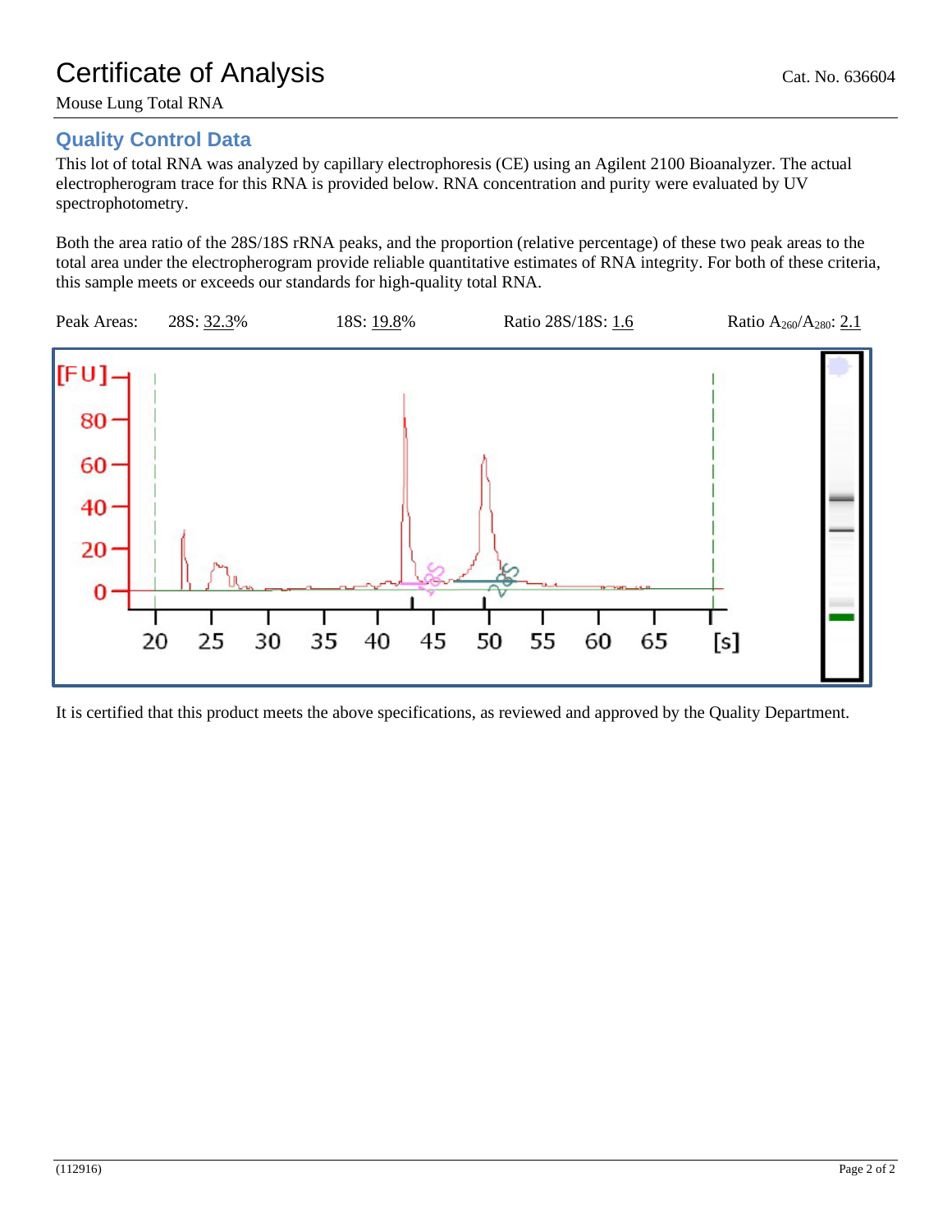# Certificate of Analysis

Cat. No. 636604

Mouse Lung Total RNA

## Quality Control Data

This lot of total RNA was analyzed by capillary electrophoresis (CE) using an Agilent 2100 Bioanalyzer. The actual electropherogram trace for this RNA is provided below. RNA concentration and purity were evaluated by UV spectrophotometry.

Both the area ratio of the 28S/18S rRNA peaks, and the proportion (relative percentage) of these two peak areas to the total area under the electropherogram provide reliable quantitative estimates of RNA integrity. For both of these criteria, this sample meets or exceeds our standards for high-quality total RNA.

Peak Areas: 28S: 32.3% 18S: 19.8% Ratio 28S/18S: 1.6 Ratio $A_{260}/A_{280}$: 2.1

It is certified that this product meets the above specifications, as reviewed and approved by the Quality Department.

(112916)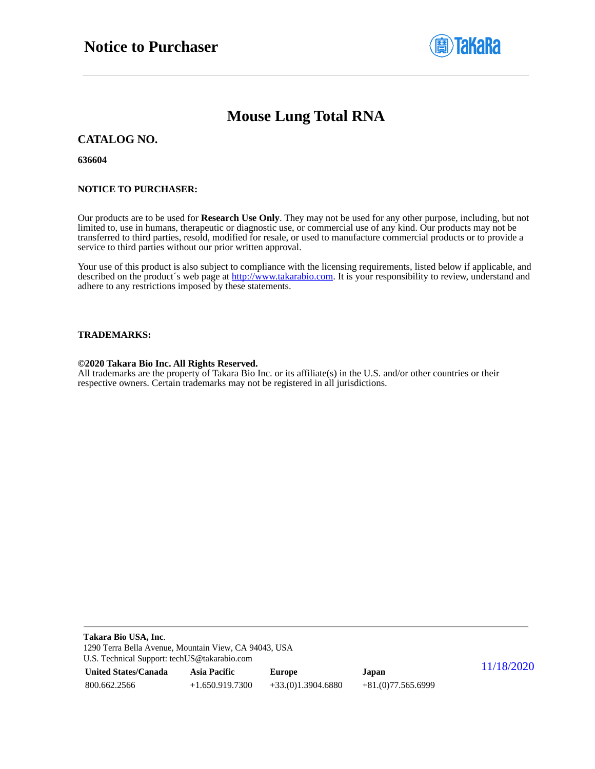# Notice to Purchaser

## Mouse Lung Total RNA

### CATALOG NO.

**636604**

**NOTICE TO PURCHASER:**

Our products are to be used for **Research Use Only**. They may not be used for any other purpose, including, but not limited to, use in humans, therapeutic or diagnostic use, or commercial use of any kind. Our products may not be transferred to third parties, resold, modified for resale, or used to manufacture commercial products or to provide a service to third parties without our prior written approval.

Your use of this product is also subject to compliance with the licensing requirements, listed below if applicable, and described on the product´s web page at http://www.takarabio.com. It is your responsibility to review, understand and adhere to any restrictions imposed by these statements.

**TRADEMARKS:**

**©2020 Takara Bio Inc. All Rights Reserved.**
All trademarks are the property of Takara Bio Inc. or its affiliate(s) in the U.S. and/or other countries or their respective owners. Certain trademarks may not be registered in all jurisdictions.

**Takara Bio USA, Inc**.
1290 Terra Bella Avenue, Mountain View, CA 94043, USA
U.S. Technical Support: techUS@takarabio.com

| United States/Canada | Asia Pacific | Europe | Japan |
|---|---|---|---|
| 800.662.2566 | +1.650.919.7300 | +33.(0)1.3904.6880 | +81.(0)77.565.6999 |

11/18/2020